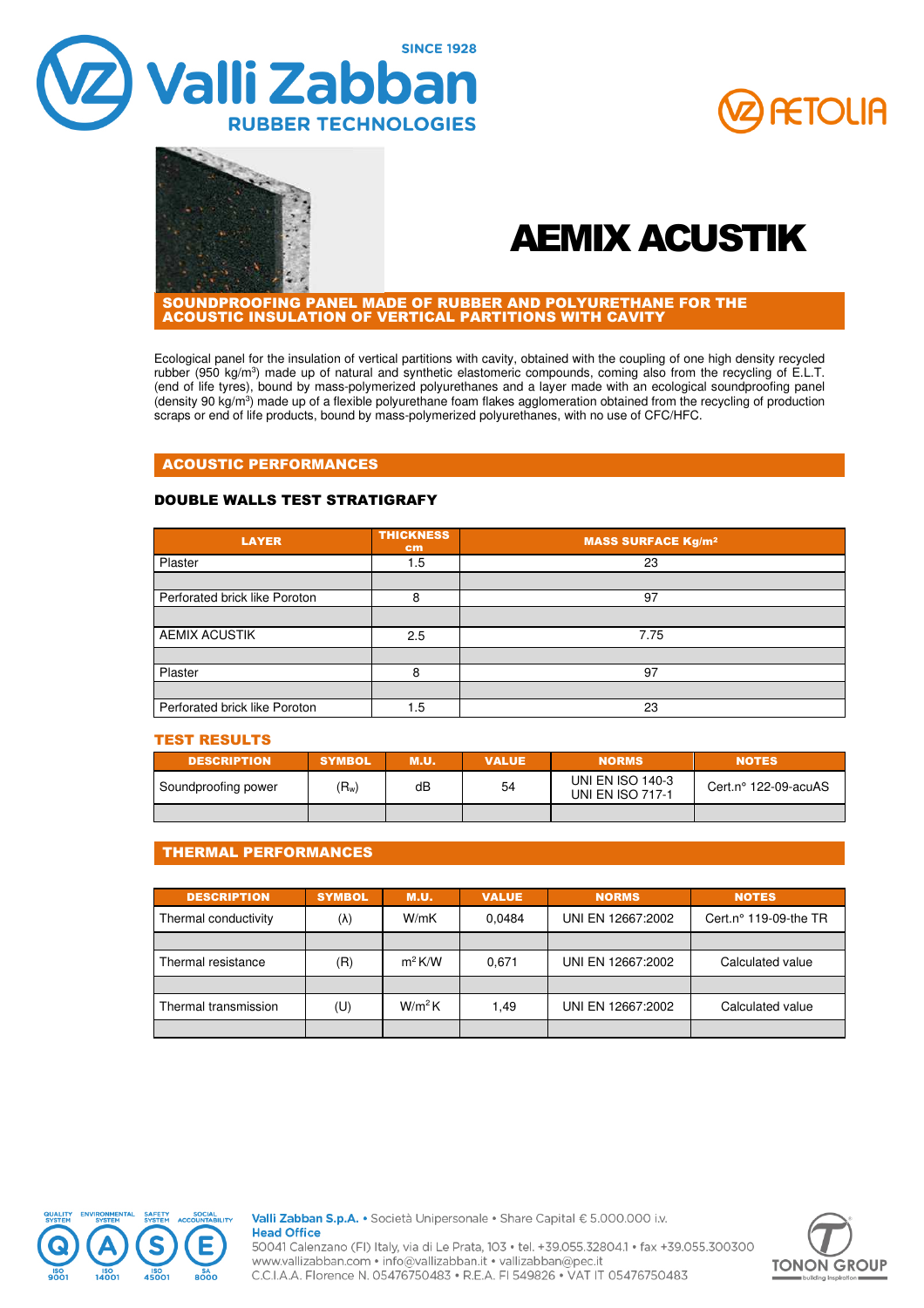# AEMIX ACUSTIK

## SOUNDPROOFING PANEL MADE OF RUBBER AND POLYURETHANE FOR THE ACOUSTIC INSULATION OF VERTICAL PARTITIONS WITH CAVITY

Ecological panel for the insulation of vertical partitions with cavity, obtained with the coupling of one high density recycled rubber (950 kg/m$^3$) made up of natural and synthetic elastomeric compounds, coming also from the recycling of E.L.T. (end of life tyres), bound by mass-polymerized polyurethanes and a layer made with an ecological soundproofing panel (density 90 kg/m$^3$) made up of a flexible polyurethane foam flakes agglomeration obtained from the recycling of production scraps or end of life products, bound by mass-polymerized polyurethanes, with no use of CFC/HFC.

## ACOUSTIC PERFORMANCES

### DOUBLE WALLS TEST STRATIGRAFY

| LAYER | THICKNESS cm | MASS SURFACE Kg/m² |
|---|---|---|
| Plaster | 1.5 | 23 |
| | | |
| Perforated brick like Poroton | 8 | 97 |
| | | |
| AEMIX ACUSTIK | 2.5 | 7.75 |
| | | |
| Plaster | 8 | 97 |
| | | |
| Perforated brick like Poroton | 1.5 | 23 |

### TEST RESULTS

| DESCRIPTION | SYMBOL | M.U. | VALUE | NORMS | NOTES |
|---|---|---|---|---|---|
| Soundproofing power | ($R_w$) | dB | 54 | UNI EN ISO 140-3<br>UNI EN ISO 717-1 | Cert.n° 122-09-acuAS |
| | | | | | |

## THERMAL PERFORMANCES

| DESCRIPTION | SYMBOL | M.U. | VALUE | NORMS | NOTES |
|---|---|---|---|---|---|
| Thermal conductivity | (λ) | W/mK | 0,0484 | UNI EN 12667:2002 | Cert.n° 119-09-the TR |
| | | | | | |
| Thermal resistance | (R) | m² K/W | 0,671 | UNI EN 12667:2002 | Calculated value |
| | | | | | |
| Thermal transmission | (U) | W/m² K | 1,49 | UNI EN 12667:2002 | Calculated value |
| | | | | | |

**Valli Zabban S.p.A.** • Società Unipersonale • Share Capital € 5.000.000 i.v.
**Head Office**
50041 Calenzano (FI) Italy, via di Le Prata, 103 • tel. +39.055.32804.1 • fax +39.055.300300
www.vallizabban.com • info@vallizabban.it • vallizabban@pec.it
C.C.I.A.A. Florence N. 05476750483 • R.E.A. FI 549826 • VAT IT 05476750483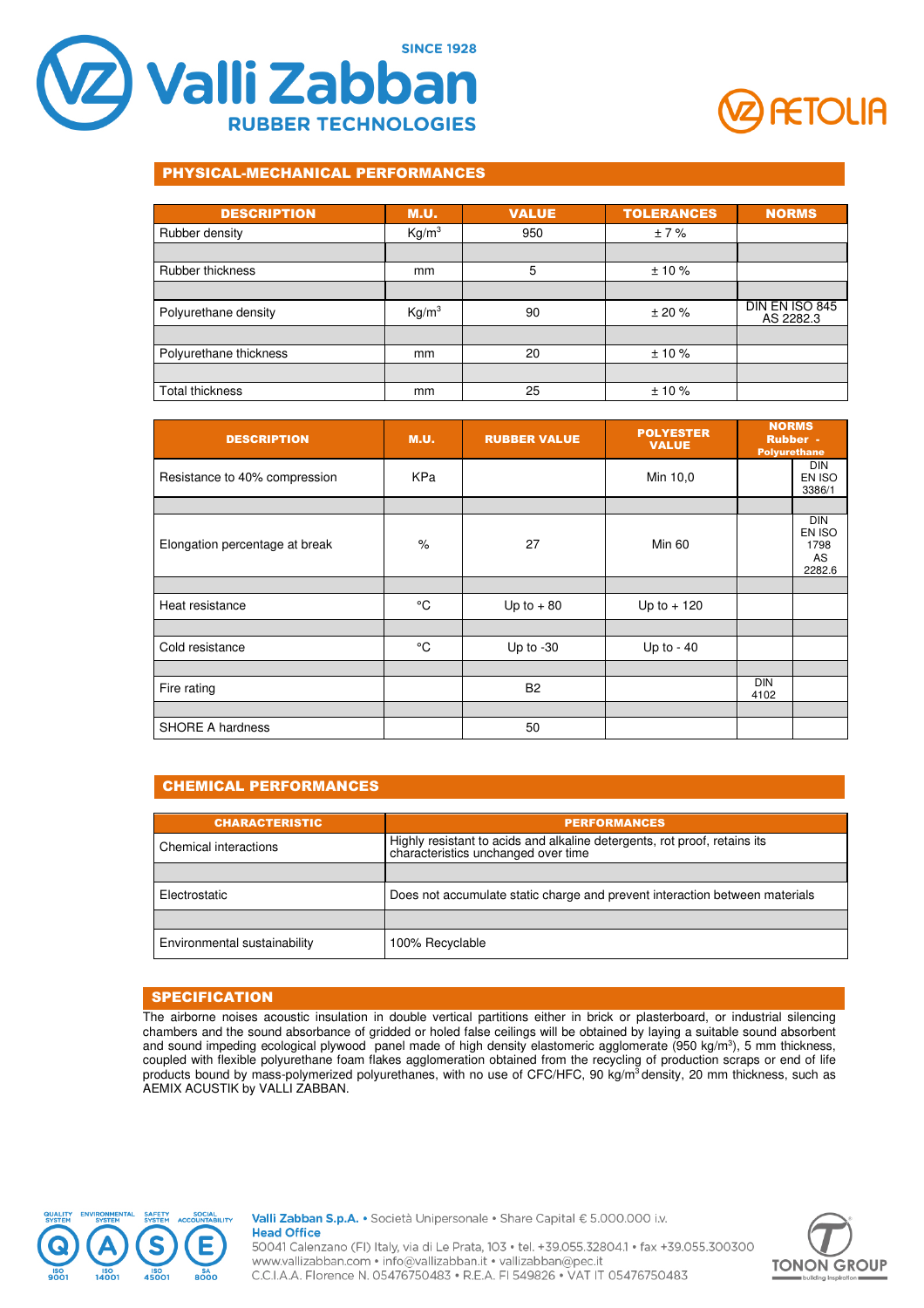## PHYSICAL-MECHANICAL PERFORMANCES

| DESCRIPTION | M.U. | VALUE | TOLERANCES | NORMS |
|---|---|---|---|---|
| Rubber density | $Kg/m^3$ | 950 | ± 7 % | |
| | | | | |
| Rubber thickness | mm | 5 | ± 10 % | |
| | | | | |
| Polyurethane density | $Kg/m^3$ | 90 | ± 20 % | DIN EN ISO 845 AS 2282.3 |
| | | | | |
| Polyurethane thickness | mm | 20 | ± 10 % | |
| | | | | |
| Total thickness | mm | 25 | ± 10 % | |

| DESCRIPTION | M.U. | RUBBER VALUE | POLYESTER VALUE | NORMS Rubber - Polyurethane | |
|---|---|---|---|---|---|
| Resistance to 40% compression | KPa | | Min 10,0 | | DIN EN ISO 3386/1 |
| | | | | | |
| Elongation percentage at break | % | 27 | Min 60 | | DIN EN ISO 1798 AS 2282.6 |
| | | | | | |
| Heat resistance | °C | Up to + 80 | Up to + 120 | | |
| | | | | | |
| Cold resistance | °C | Up to -30 | Up to - 40 | | |
| | | | | | |
| Fire rating | | B2 | | DIN 4102 | |
| | | | | | |
| SHORE A hardness | | 50 | | | |

## CHEMICAL PERFORMANCES

| CHARACTERISTIC | PERFORMANCES |
|---|---|
| Chemical interactions | Highly resistant to acids and alkaline detergents, rot proof, retains its characteristics unchanged over time |
| | |
| Electrostatic | Does not accumulate static charge and prevent interaction between materials |
| | |
| Environmental sustainability | 100% Recyclable |

## SPECIFICATION

The airborne noises acoustic insulation in double vertical partitions either in brick or plasterboard, or industrial silencing chambers and the sound absorbance of gridded or holed false ceilings will be obtained by laying a suitable sound absorbent and sound impeding ecological plywood panel made of high density elastomeric agglomerate (950 $kg/m^3$), 5 mm thickness, coupled with flexible polyurethane foam flakes agglomeration obtained from the recycling of production scraps or end of life products bound by mass-polymerized polyurethanes, with no use of CFC/HFC, 90 $kg/m^3$ density, 20 mm thickness, such as AEMIX ACUSTIK by VALLI ZABBAN.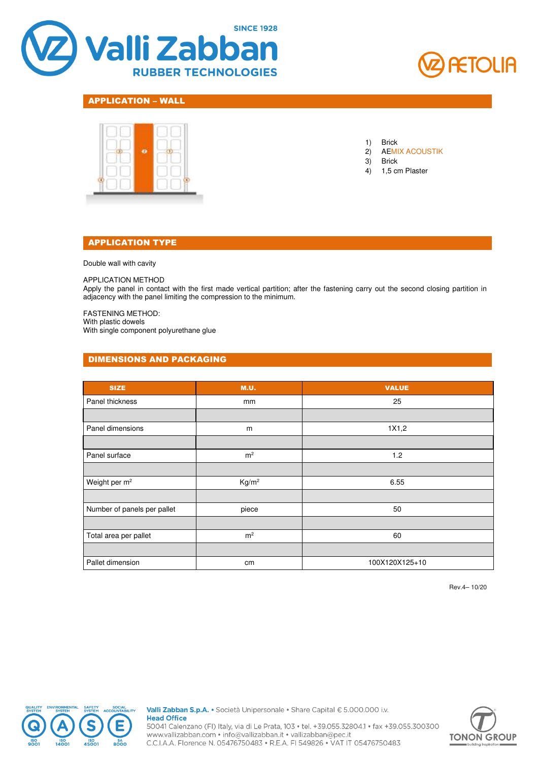## APPLICATION – WALL

1) Brick
2) AEMIX ACOUSTIK
3) Brick
4) 1,5 cm Plaster

## APPLICATION TYPE

Double wall with cavity

APPLICATION METHOD
Apply the panel in contact with the first made vertical partition; after the fastening carry out the second closing partition in adjacency with the panel limiting the compression to the minimum.

FASTENING METHOD:
With plastic dowels
With single component polyurethane glue

## DIMENSIONS AND PACKAGING

| SIZE | M.U. | VALUE |
|---|---|---|
| Panel thickness | mm | 25 |
| | | |
| Panel dimensions | m | 1X1,2 |
| | | |
| Panel surface | $m^2$ | 1.2 |
| | | |
| Weight per $m^2$ | $Kg/m^2$ | 6.55 |
| | | |
| Number of panels per pallet | piece | 50 |
| | | |
| Total area per pallet | $m^2$ | 60 |
| | | |
| Pallet dimension | cm | 100X120X125+10 |

Rev.4– 10/20